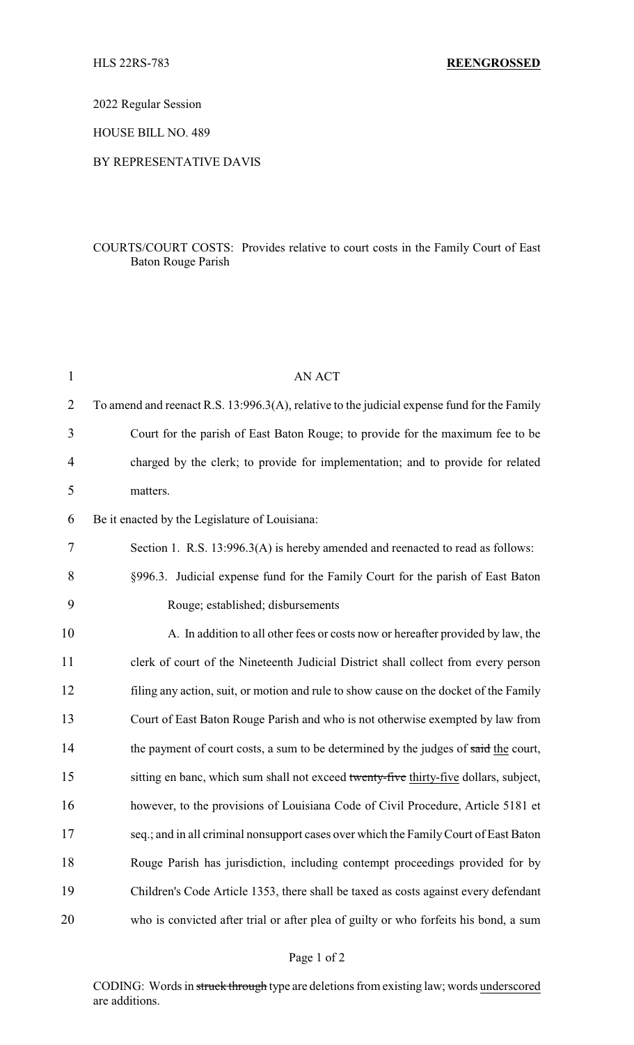HLS 22RS-783 **REENGROSSED**

2022 Regular Session

HOUSE BILL NO. 489

BY REPRESENTATIVE DAVIS

COURTS/COURT COSTS: Provides relative to court costs in the Family Court of East Baton Rouge Parish

AN ACT

To amend and reenact R.S. 13:996.3(A), relative to the judicial expense fund for the Family Court for the parish of East Baton Rouge; to provide for the maximum fee to be charged by the clerk; to provide for implementation; and to provide for related matters.

Be it enacted by the Legislature of Louisiana:

Section 1. R.S. 13:996.3(A) is hereby amended and reenacted to read as follows:

§996.3. Judicial expense fund for the Family Court for the parish of East Baton Rouge; established; disbursements

A. In addition to all other fees or costs now or hereafter provided by law, the clerk of court of the Nineteenth Judicial District shall collect from every person filing any action, suit, or motion and rule to show cause on the docket of the Family Court of East Baton Rouge Parish and who is not otherwise exempted by law from the payment of court costs, a sum to be determined by the judges of ~~said~~ <u>the</u> court, sitting en banc, which sum shall not exceed ~~twenty-five~~ <u>thirty-five</u> dollars, subject, however, to the provisions of Louisiana Code of Civil Procedure, Article 5181 et seq.; and in all criminal nonsupport cases over which the Family Court of East Baton Rouge Parish has jurisdiction, including contempt proceedings provided for by Children's Code Article 1353, there shall be taxed as costs against every defendant who is convicted after trial or after plea of guilty or who forfeits his bond, a sum

CODING: Words in ~~struck through~~ type are deletions from existing law; words <u>underscored</u> are additions.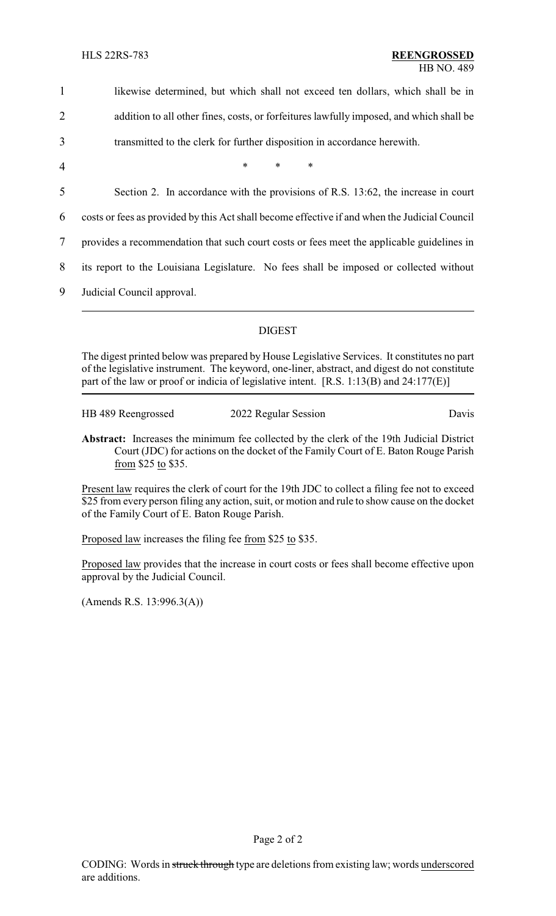likewise determined, but which shall not exceed ten dollars, which shall be in addition to all other fines, costs, or forfeitures lawfully imposed, and which shall be transmitted to the clerk for further disposition in accordance herewith.

\* \* \*

Section 2. In accordance with the provisions of R.S. 13:62, the increase in court costs or fees as provided by this Act shall become effective if and when the Judicial Council provides a recommendation that such court costs or fees meet the applicable guidelines in its report to the Louisiana Legislature. No fees shall be imposed or collected without Judicial Council approval.

---

## DIGEST

The digest printed below was prepared by House Legislative Services. It constitutes no part of the legislative instrument. The keyword, one-liner, abstract, and digest do not constitute part of the law or proof or indicia of legislative intent. [R.S. 1:13(B) and 24:177(E)]

---

HB 489 Reengrossed | 2022 Regular Session | Davis

**Abstract:** Increases the minimum fee collected by the clerk of the 19th Judicial District Court (JDC) for actions on the docket of the Family Court of E. Baton Rouge Parish from $25 to $35.

Present law requires the clerk of court for the 19th JDC to collect a filing fee not to exceed $25 from every person filing any action, suit, or motion and rule to show cause on the docket of the Family Court of E. Baton Rouge Parish.

Proposed law increases the filing fee from $25 to $35.

Proposed law provides that the increase in court costs or fees shall become effective upon approval by the Judicial Council.

(Amends R.S. 13:996.3(A))

CODING: Words in ~~struck through~~ type are deletions from existing law; words underscored are additions.